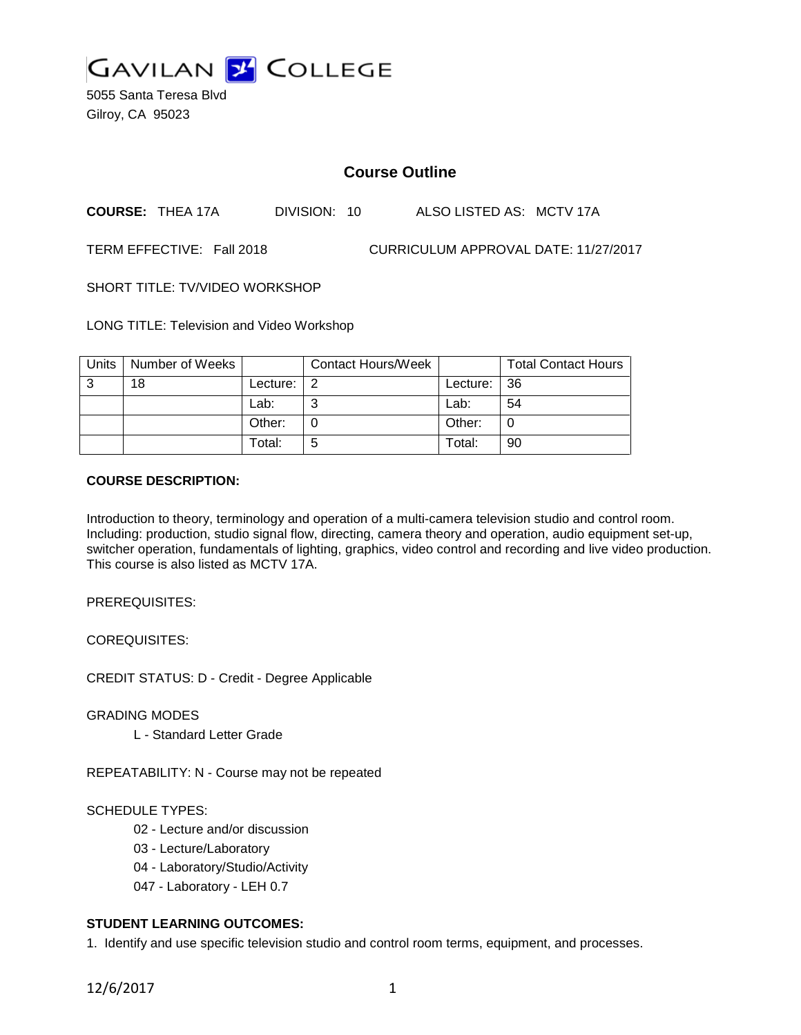# GAVILAN COLLEGE

5055 Santa Teresa Blvd
Gilroy, CA 95023

## Course Outline

**COURSE:** THEA 17A DIVISION: 10 ALSO LISTED AS: MCTV 17A

TERM EFFECTIVE: Fall 2018 CURRICULUM APPROVAL DATE: 11/27/2017

SHORT TITLE: TV/VIDEO WORKSHOP

LONG TITLE: Television and Video Workshop

| Units | Number of Weeks | | Contact Hours/Week | | Total Contact Hours |
|---|---|---|---|---|---|
| 3 | 18 | Lecture: | 2 | Lecture: | 36 |
| | | Lab: | 3 | Lab: | 54 |
| | | Other: | 0 | Other: | 0 |
| | | Total: | 5 | Total: | 90 |

**COURSE DESCRIPTION:**

Introduction to theory, terminology and operation of a multi-camera television studio and control room. Including: production, studio signal flow, directing, camera theory and operation, audio equipment set-up, switcher operation, fundamentals of lighting, graphics, video control and recording and live video production. This course is also listed as MCTV 17A.

PREREQUISITES:

COREQUISITES:

CREDIT STATUS: D - Credit - Degree Applicable

GRADING MODES

L - Standard Letter Grade

REPEATABILITY: N - Course may not be repeated

SCHEDULE TYPES:

02 - Lecture and/or discussion
03 - Lecture/Laboratory
04 - Laboratory/Studio/Activity
047 - Laboratory - LEH 0.7

**STUDENT LEARNING OUTCOMES:**

1. Identify and use specific television studio and control room terms, equipment, and processes.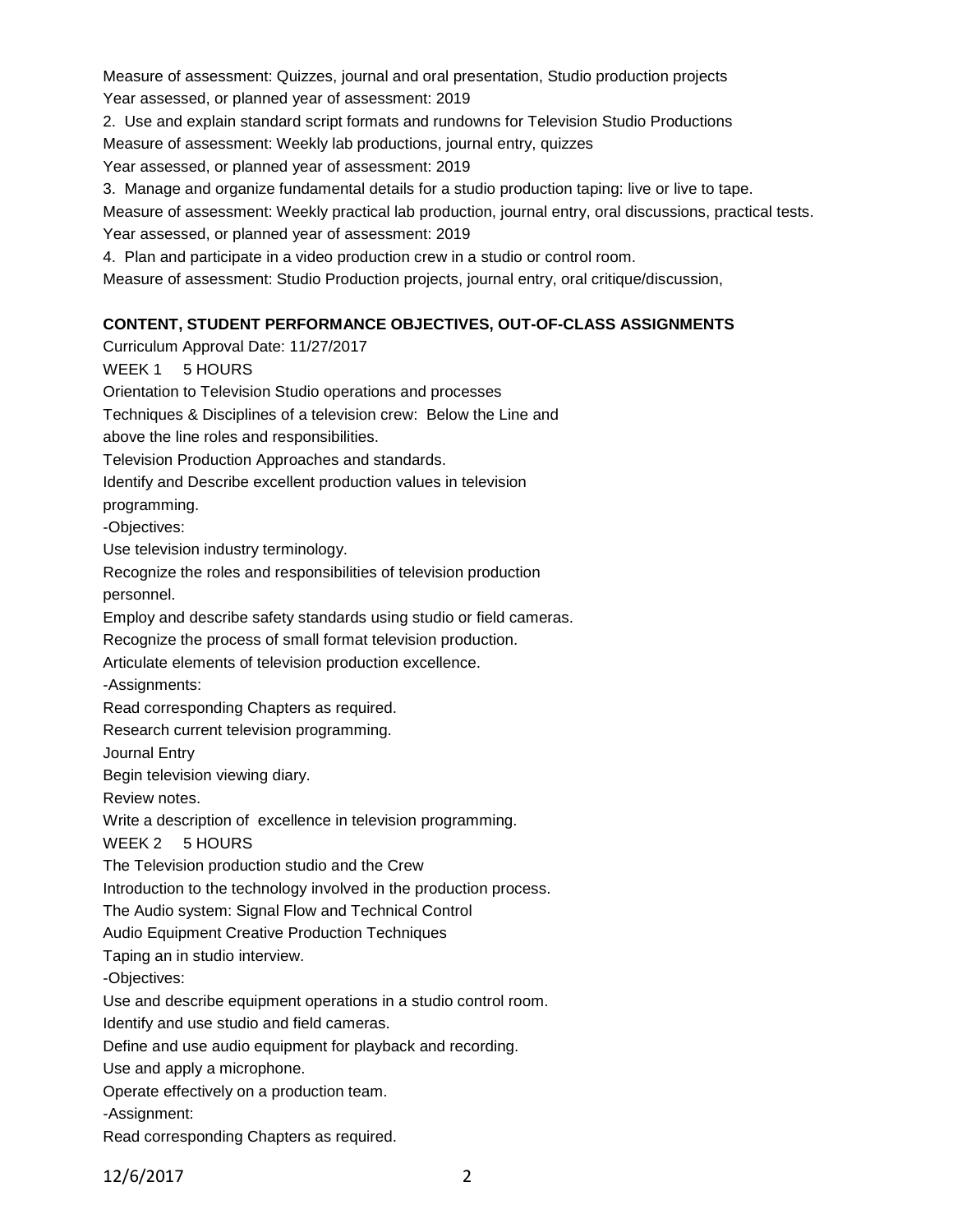Measure of assessment: Quizzes, journal and oral presentation, Studio production projects
Year assessed, or planned year of assessment: 2019

2. Use and explain standard script formats and rundowns for Television Studio Productions
Measure of assessment: Weekly lab productions, journal entry, quizzes
Year assessed, or planned year of assessment: 2019

3. Manage and organize fundamental details for a studio production taping: live or live to tape.
Measure of assessment: Weekly practical lab production, journal entry, oral discussions, practical tests.
Year assessed, or planned year of assessment: 2019

4. Plan and participate in a video production crew in a studio or control room.
Measure of assessment: Studio Production projects, journal entry, oral critique/discussion,

## CONTENT, STUDENT PERFORMANCE OBJECTIVES, OUT-OF-CLASS ASSIGNMENTS

Curriculum Approval Date: 11/27/2017

WEEK 1 5 HOURS

Orientation to Television Studio operations and processes
Techniques & Disciplines of a television crew: Below the Line and above the line roles and responsibilities.
Television Production Approaches and standards.
Identify and Describe excellent production values in television programming.

-Objectives:

Use television industry terminology.
Recognize the roles and responsibilities of television production personnel.
Employ and describe safety standards using studio or field cameras.
Recognize the process of small format television production.
Articulate elements of television production excellence.

-Assignments:

Read corresponding Chapters as required.
Research current television programming.
Journal Entry
Begin television viewing diary.
Review notes.
Write a description of excellence in television programming.

WEEK 2 5 HOURS

The Television production studio and the Crew
Introduction to the technology involved in the production process.
The Audio system: Signal Flow and Technical Control
Audio Equipment Creative Production Techniques
Taping an in studio interview.

-Objectives:

Use and describe equipment operations in a studio control room.
Identify and use studio and field cameras.
Define and use audio equipment for playback and recording.
Use and apply a microphone.
Operate effectively on a production team.

-Assignment:

Read corresponding Chapters as required.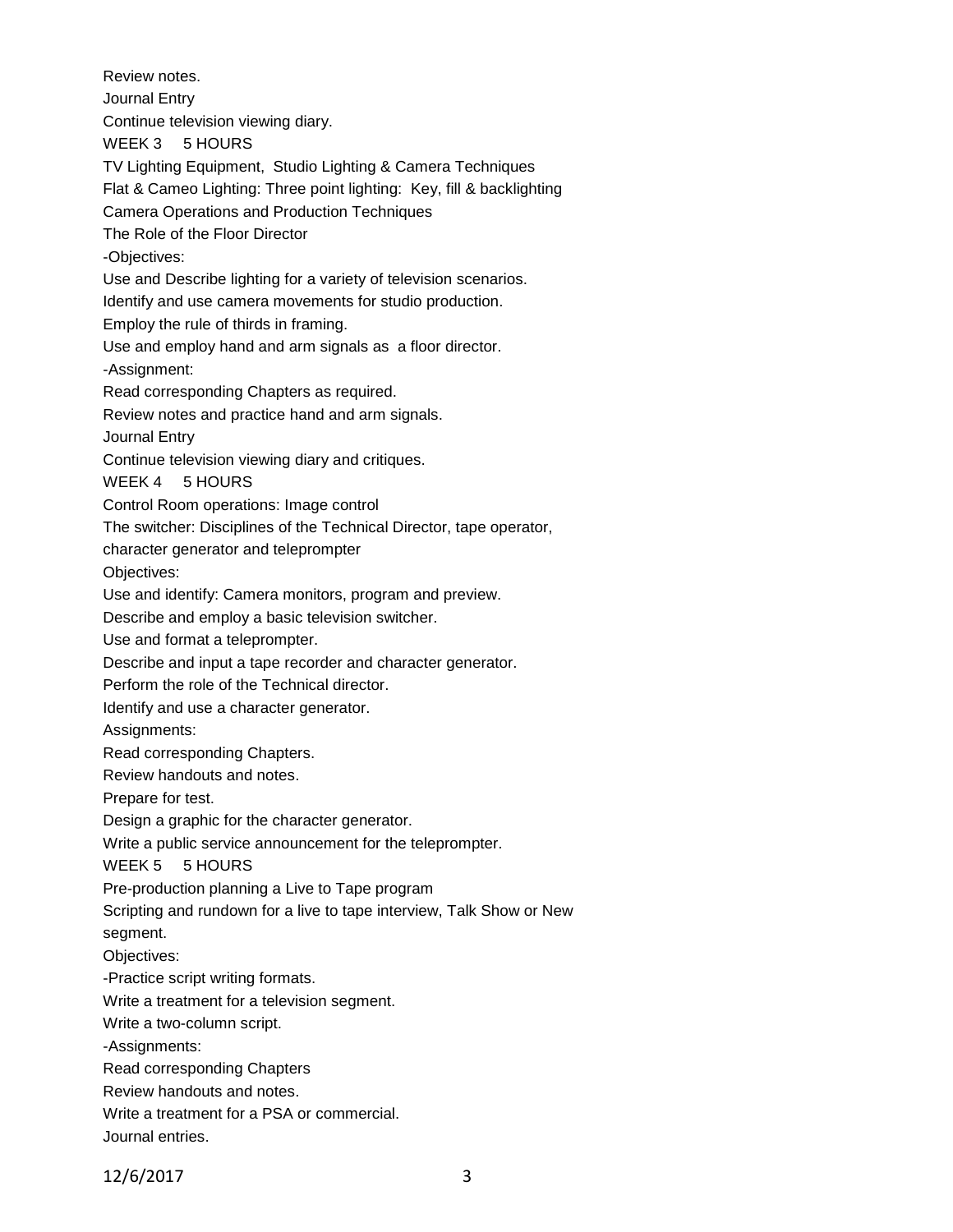Review notes.

Journal Entry

Continue television viewing diary.

WEEK 3 5 HOURS

TV Lighting Equipment, Studio Lighting & Camera Techniques

Flat & Cameo Lighting: Three point lighting: Key, fill & backlighting

Camera Operations and Production Techniques

The Role of the Floor Director

-Objectives:

Use and Describe lighting for a variety of television scenarios.

Identify and use camera movements for studio production.

Employ the rule of thirds in framing.

Use and employ hand and arm signals as a floor director.

-Assignment:

Read corresponding Chapters as required.

Review notes and practice hand and arm signals.

Journal Entry

Continue television viewing diary and critiques.

WEEK 4 5 HOURS

Control Room operations: Image control

The switcher: Disciplines of the Technical Director, tape operator, character generator and teleprompter

Objectives:

Use and identify: Camera monitors, program and preview.

Describe and employ a basic television switcher.

Use and format a teleprompter.

Describe and input a tape recorder and character generator.

Perform the role of the Technical director.

Identify and use a character generator.

Assignments:

Read corresponding Chapters.

Review handouts and notes.

Prepare for test.

Design a graphic for the character generator.

Write a public service announcement for the teleprompter.

WEEK 5 5 HOURS

Pre-production planning a Live to Tape program

Scripting and rundown for a live to tape interview, Talk Show or New segment.

Objectives:

-Practice script writing formats.

Write a treatment for a television segment.

Write a two-column script.

-Assignments:

Read corresponding Chapters

Review handouts and notes.

Write a treatment for a PSA or commercial.

Journal entries.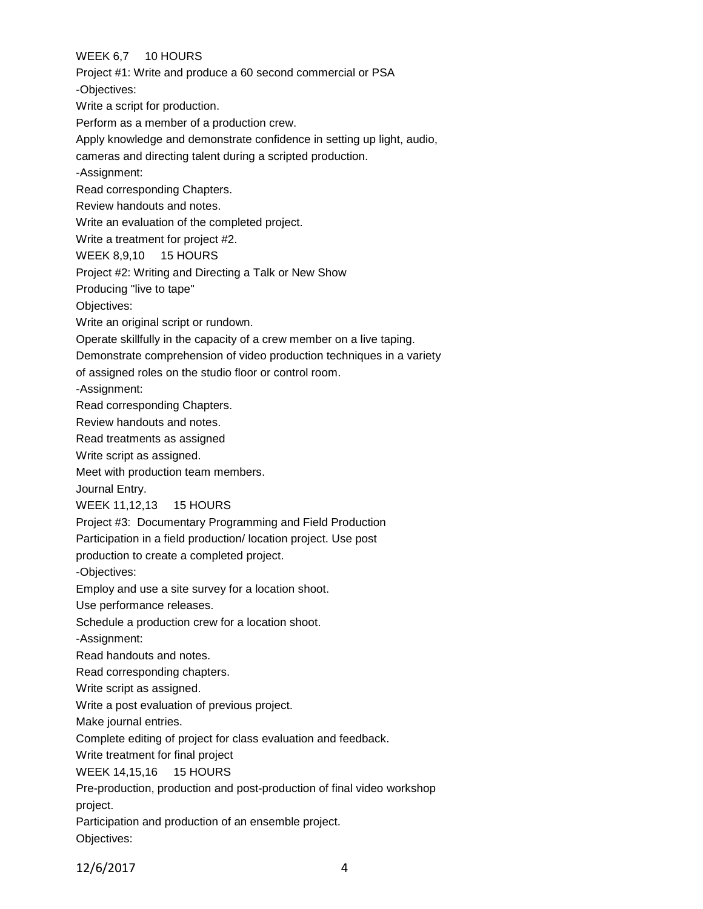WEEK 6,7     10 HOURS

Project #1: Write and produce a 60 second commercial or PSA

-Objectives:

Write a script for production.

Perform as a member of a production crew.

Apply knowledge and demonstrate confidence in setting up light, audio, cameras and directing talent during a scripted production.

-Assignment:

Read corresponding Chapters.

Review handouts and notes.

Write an evaluation of the completed project.

Write a treatment for project #2.

WEEK 8,9,10     15 HOURS

Project #2: Writing and Directing a Talk or New Show

Producing "live to tape"

Objectives:

Write an original script or rundown.

Operate skillfully in the capacity of a crew member on a live taping.

Demonstrate comprehension of video production techniques in a variety of assigned roles on the studio floor or control room.

-Assignment:

Read corresponding Chapters.

Review handouts and notes.

Read treatments as assigned

Write script as assigned.

Meet with production team members.

Journal Entry.

WEEK 11,12,13     15 HOURS

Project #3:  Documentary Programming and Field Production

Participation in a field production/ location project. Use post production to create a completed project.

-Objectives:

Employ and use a site survey for a location shoot.

Use performance releases.

Schedule a production crew for a location shoot.

-Assignment:

Read handouts and notes.

Read corresponding chapters.

Write script as assigned.

Write a post evaluation of previous project.

Make journal entries.

Complete editing of project for class evaluation and feedback.

Write treatment for final project

WEEK 14,15,16     15 HOURS

Pre-production, production and post-production of final video workshop project.

Participation and production of an ensemble project.

Objectives: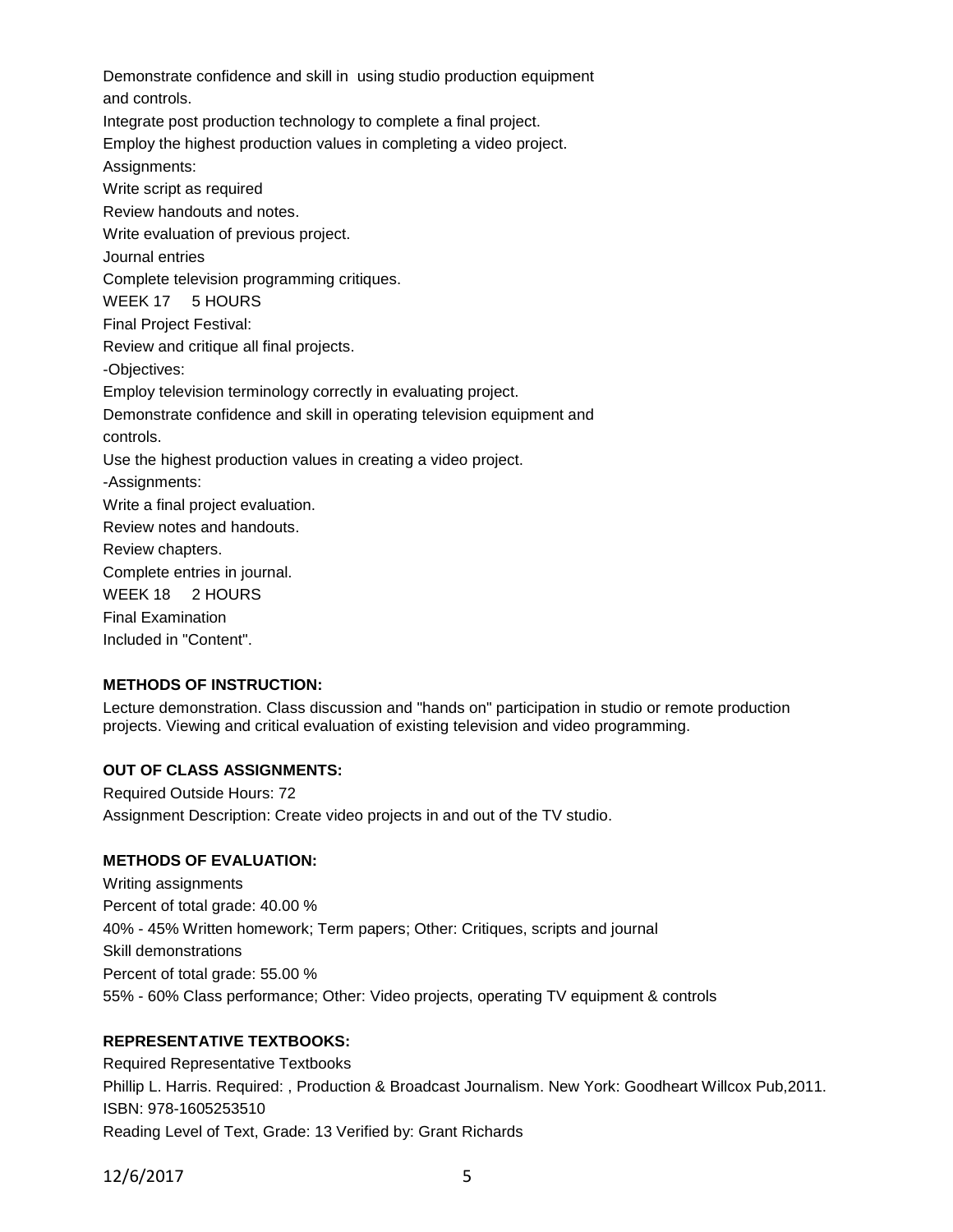Demonstrate confidence and skill in using studio production equipment and controls.

Integrate post production technology to complete a final project.

Employ the highest production values in completing a video project.

Assignments:

Write script as required

Review handouts and notes.

Write evaluation of previous project.

Journal entries

Complete television programming critiques.

WEEK 17 5 HOURS

Final Project Festival:

Review and critique all final projects.

-Objectives:

Employ television terminology correctly in evaluating project.

Demonstrate confidence and skill in operating television equipment and controls.

Use the highest production values in creating a video project.

-Assignments:

Write a final project evaluation.

Review notes and handouts.

Review chapters.

Complete entries in journal.

WEEK 18 2 HOURS

Final Examination

Included in "Content".

**METHODS OF INSTRUCTION:**

Lecture demonstration. Class discussion and "hands on" participation in studio or remote production projects. Viewing and critical evaluation of existing television and video programming.

**OUT OF CLASS ASSIGNMENTS:**

Required Outside Hours: 72

Assignment Description: Create video projects in and out of the TV studio.

**METHODS OF EVALUATION:**

Writing assignments

Percent of total grade: 40.00 %

40% - 45% Written homework; Term papers; Other: Critiques, scripts and journal

Skill demonstrations

Percent of total grade: 55.00 %

55% - 60% Class performance; Other: Video projects, operating TV equipment & controls

**REPRESENTATIVE TEXTBOOKS:**

Required Representative Textbooks

Phillip L. Harris. Required: , Production & Broadcast Journalism. New York: Goodheart Willcox Pub,2011.

ISBN: 978-1605253510

Reading Level of Text, Grade: 13 Verified by: Grant Richards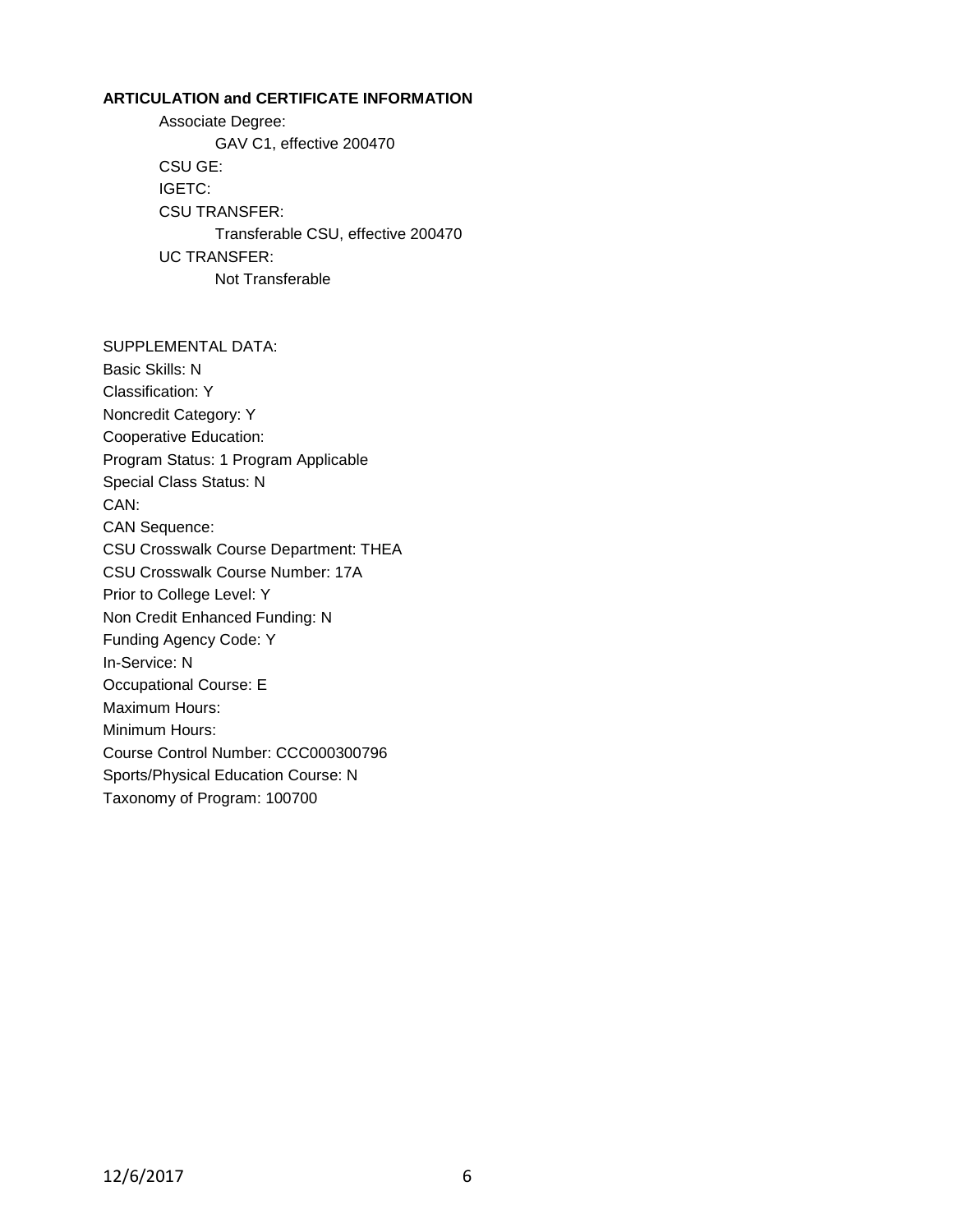**ARTICULATION and CERTIFICATE INFORMATION**

Associate Degree:

GAV C1, effective 200470

CSU GE:

IGETC:

CSU TRANSFER:

Transferable CSU, effective 200470

UC TRANSFER:

Not Transferable

SUPPLEMENTAL DATA:

Basic Skills: N

Classification: Y

Noncredit Category: Y

Cooperative Education:

Program Status: 1 Program Applicable

Special Class Status: N

CAN:

CAN Sequence:

CSU Crosswalk Course Department: THEA

CSU Crosswalk Course Number: 17A

Prior to College Level: Y

Non Credit Enhanced Funding: N

Funding Agency Code: Y

In-Service: N

Occupational Course: E

Maximum Hours:

Minimum Hours:

Course Control Number: CCC000300796

Sports/Physical Education Course: N

Taxonomy of Program: 100700